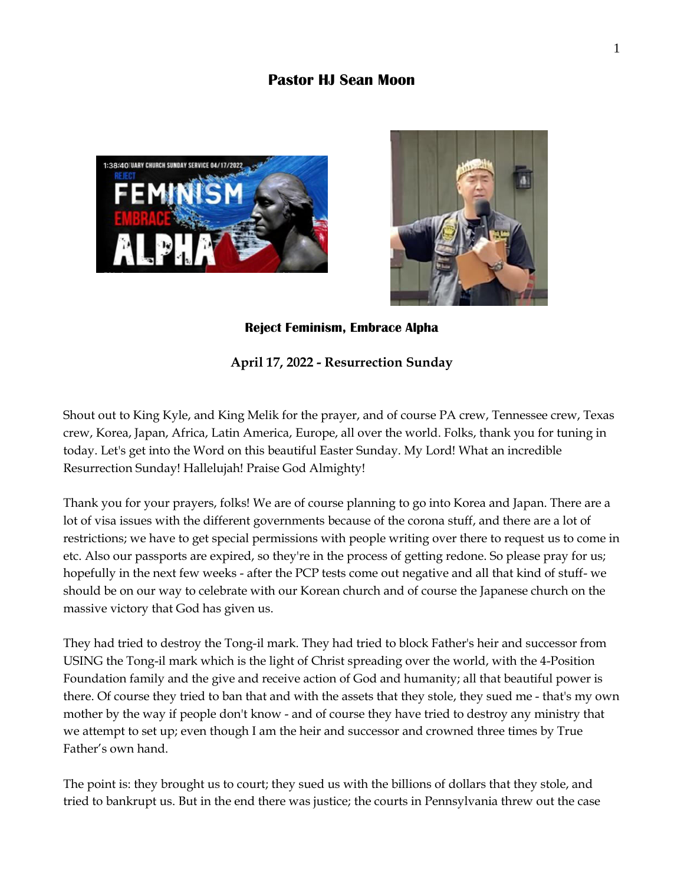# Pastor HJ Sean Moon

**Reject Feminism, Embrace Alpha**

**April 17, 2022 - Resurrection Sunday**

Shout out to King Kyle, and King Melik for the prayer, and of course PA crew, Tennessee crew, Texas crew, Korea, Japan, Africa, Latin America, Europe, all over the world. Folks, thank you for tuning in today. Let's get into the Word on this beautiful Easter Sunday. My Lord! What an incredible Resurrection Sunday! Hallelujah! Praise God Almighty!

Thank you for your prayers, folks! We are of course planning to go into Korea and Japan. There are a lot of visa issues with the different governments because of the corona stuff, and there are a lot of restrictions; we have to get special permissions with people writing over there to request us to come in etc. Also our passports are expired, so they're in the process of getting redone. So please pray for us; hopefully in the next few weeks - after the PCP tests come out negative and all that kind of stuff- we should be on our way to celebrate with our Korean church and of course the Japanese church on the massive victory that God has given us.

They had tried to destroy the Tong-il mark. They had tried to block Father's heir and successor from USING the Tong-il mark which is the light of Christ spreading over the world, with the 4-Position Foundation family and the give and receive action of God and humanity; all that beautiful power is there. Of course they tried to ban that and with the assets that they stole, they sued me - that's my own mother by the way if people don't know - and of course they have tried to destroy any ministry that we attempt to set up; even though I am the heir and successor and crowned three times by True Father's own hand.

The point is: they brought us to court; they sued us with the billions of dollars that they stole, and tried to bankrupt us. But in the end there was justice; the courts in Pennsylvania threw out the case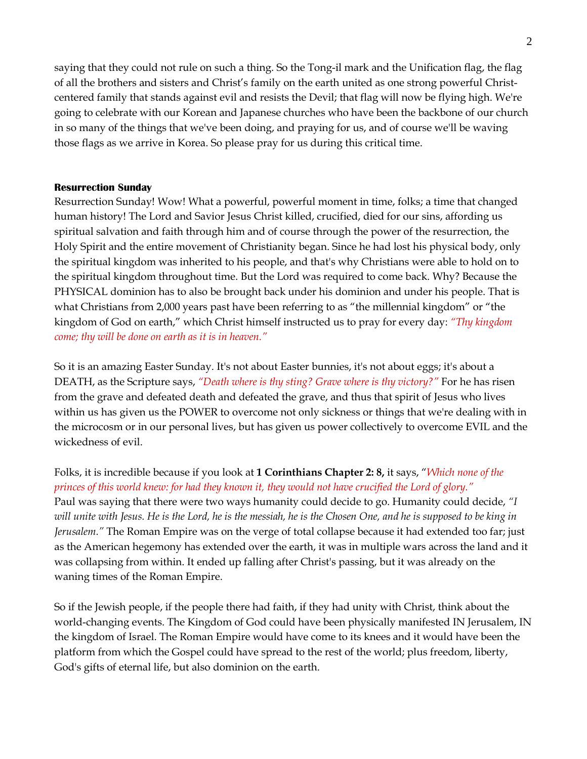saying that they could not rule on such a thing. So the Tong-il mark and the Unification flag, the flag of all the brothers and sisters and Christ's family on the earth united as one strong powerful Christ-centered family that stands against evil and resists the Devil; that flag will now be flying high. We're going to celebrate with our Korean and Japanese churches who have been the backbone of our church in so many of the things that we've been doing, and praying for us, and of course we'll be waving those flags as we arrive in Korea. So please pray for us during this critical time.

**Resurrection Sunday**

Resurrection Sunday! Wow! What a powerful, powerful moment in time, folks; a time that changed human history! The Lord and Savior Jesus Christ killed, crucified, died for our sins, affording us spiritual salvation and faith through him and of course through the power of the resurrection, the Holy Spirit and the entire movement of Christianity began. Since he had lost his physical body, only the spiritual kingdom was inherited to his people, and that's why Christians were able to hold on to the spiritual kingdom throughout time. But the Lord was required to come back. Why? Because the PHYSICAL dominion has to also be brought back under his dominion and under his people. That is what Christians from 2,000 years past have been referring to as "the millennial kingdom" or "the kingdom of God on earth," which Christ himself instructed us to pray for every day: *"Thy kingdom come; thy will be done on earth as it is in heaven."*

So it is an amazing Easter Sunday. It's not about Easter bunnies, it's not about eggs; it's about a DEATH, as the Scripture says, *"Death where is thy sting? Grave where is thy victory?"* For he has risen from the grave and defeated death and defeated the grave, and thus that spirit of Jesus who lives within us has given us the POWER to overcome not only sickness or things that we're dealing with in the microcosm or in our personal lives, but has given us power collectively to overcome EVIL and the wickedness of evil.

Folks, it is incredible because if you look at **1 Corinthians Chapter 2: 8,** it says, "*Which none of the princes of this world knew: for had they known it, they would not have crucified the Lord of glory."*
Paul was saying that there were two ways humanity could decide to go. Humanity could decide, *"I will unite with Jesus. He is the Lord, he is the messiah, he is the Chosen One, and he is supposed to be king in Jerusalem."* The Roman Empire was on the verge of total collapse because it had extended too far; just as the American hegemony has extended over the earth, it was in multiple wars across the land and it was collapsing from within. It ended up falling after Christ's passing, but it was already on the waning times of the Roman Empire.

So if the Jewish people, if the people there had faith, if they had unity with Christ, think about the world-changing events. The Kingdom of God could have been physically manifested IN Jerusalem, IN the kingdom of Israel. The Roman Empire would have come to its knees and it would have been the platform from which the Gospel could have spread to the rest of the world; plus freedom, liberty, God's gifts of eternal life, but also dominion on the earth.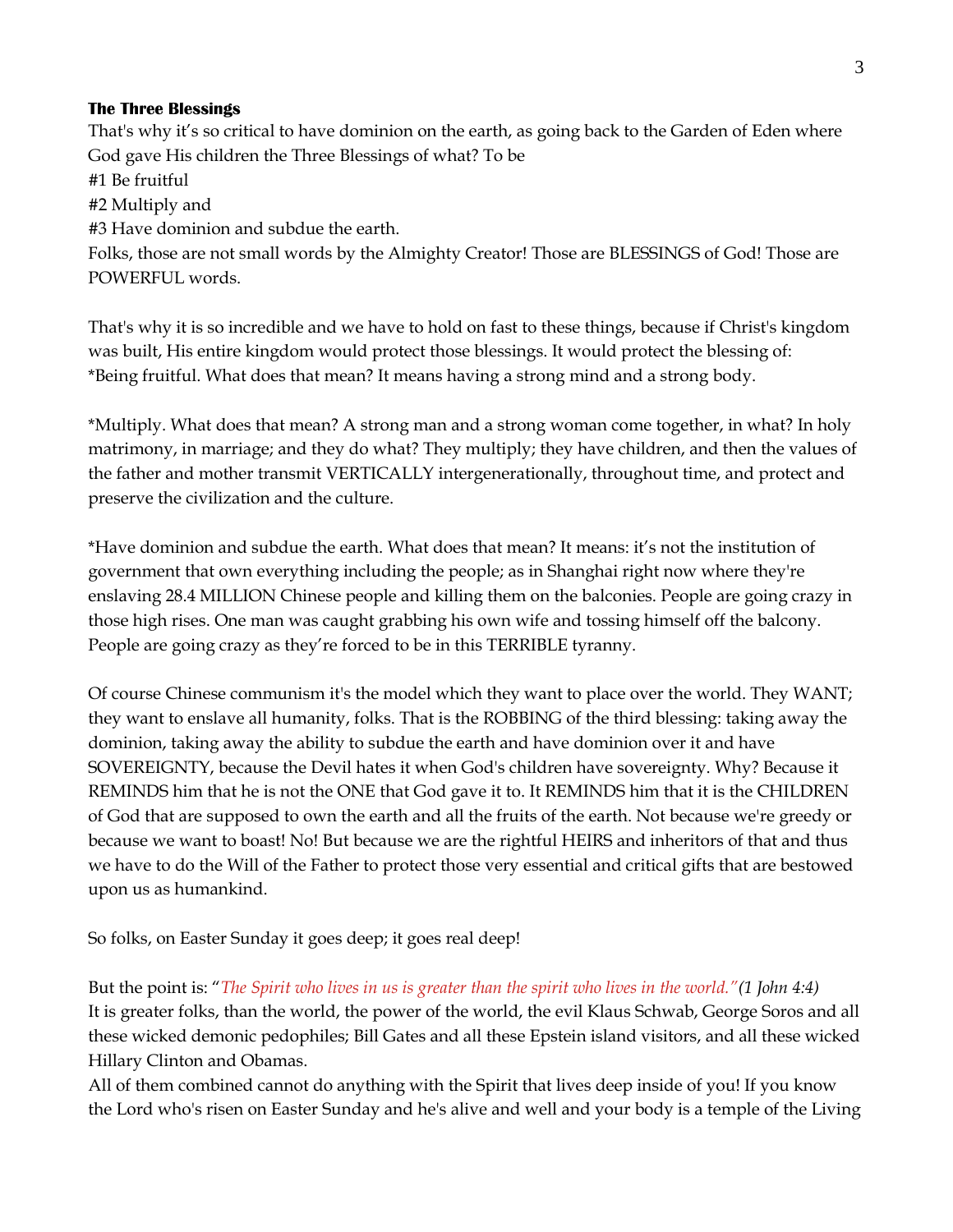**The Three Blessings**

That's why it's so critical to have dominion on the earth, as going back to the Garden of Eden where God gave His children the Three Blessings of what? To be

#1 Be fruitful

#2 Multiply and

#3 Have dominion and subdue the earth.

Folks, those are not small words by the Almighty Creator! Those are BLESSINGS of God! Those are POWERFUL words.

That's why it is so incredible and we have to hold on fast to these things, because if Christ's kingdom was built, His entire kingdom would protect those blessings. It would protect the blessing of:
*Being fruitful. What does that mean? It means having a strong mind and a strong body.

*Multiply. What does that mean? A strong man and a strong woman come together, in what? In holy matrimony, in marriage; and they do what? They multiply; they have children, and then the values of the father and mother transmit VERTICALLY intergenerationally, throughout time, and protect and preserve the civilization and the culture.

*Have dominion and subdue the earth. What does that mean? It means: it's not the institution of government that own everything including the people; as in Shanghai right now where they're enslaving 28.4 MILLION Chinese people and killing them on the balconies. People are going crazy in those high rises. One man was caught grabbing his own wife and tossing himself off the balcony. People are going crazy as they're forced to be in this TERRIBLE tyranny.

Of course Chinese communism it's the model which they want to place over the world. They WANT; they want to enslave all humanity, folks. That is the ROBBING of the third blessing: taking away the dominion, taking away the ability to subdue the earth and have dominion over it and have SOVEREIGNTY, because the Devil hates it when God's children have sovereignty. Why? Because it REMINDS him that he is not the ONE that God gave it to. It REMINDS him that it is the CHILDREN of God that are supposed to own the earth and all the fruits of the earth. Not because we're greedy or because we want to boast! No! But because we are the rightful HEIRS and inheritors of that and thus we have to do the Will of the Father to protect those very essential and critical gifts that are bestowed upon us as humankind.

So folks, on Easter Sunday it goes deep; it goes real deep!

But the point is: "*The Spirit who lives in us is greater than the spirit who lives in the world."(1 John 4:4)*
It is greater folks, than the world, the power of the world, the evil Klaus Schwab, George Soros and all these wicked demonic pedophiles; Bill Gates and all these Epstein island visitors, and all these wicked Hillary Clinton and Obamas.
All of them combined cannot do anything with the Spirit that lives deep inside of you! If you know the Lord who's risen on Easter Sunday and he's alive and well and your body is a temple of the Living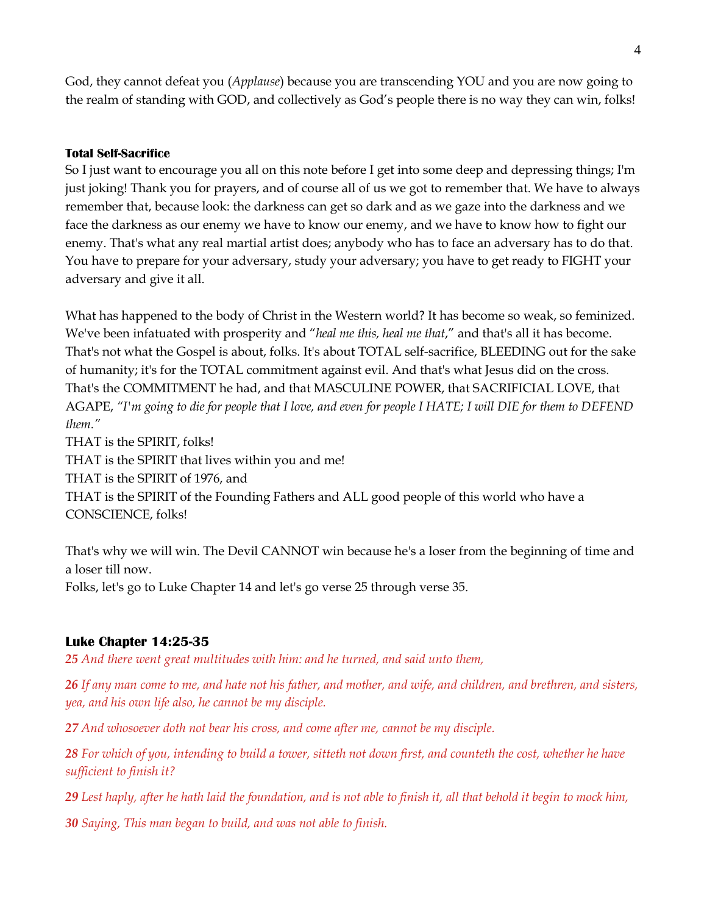God, they cannot defeat you (*Applause*) because you are transcending YOU and you are now going to the realm of standing with GOD, and collectively as God's people there is no way they can win, folks!

**Total Self-Sacrifice**

So I just want to encourage you all on this note before I get into some deep and depressing things; I'm just joking! Thank you for prayers, and of course all of us we got to remember that. We have to always remember that, because look: the darkness can get so dark and as we gaze into the darkness and we face the darkness as our enemy we have to know our enemy, and we have to know how to fight our enemy. That's what any real martial artist does; anybody who has to face an adversary has to do that. You have to prepare for your adversary, study your adversary; you have to get ready to FIGHT your adversary and give it all.

What has happened to the body of Christ in the Western world? It has become so weak, so feminized. We've been infatuated with prosperity and "*heal me this, heal me that*," and that's all it has become. That's not what the Gospel is about, folks. It's about TOTAL self-sacrifice, BLEEDING out for the sake of humanity; it's for the TOTAL commitment against evil. And that's what Jesus did on the cross. That's the COMMITMENT he had, and that MASCULINE POWER, that SACRIFICIAL LOVE, that AGAPE, *"I'm going to die for people that I love, and even for people I HATE; I will DIE for them to DEFEND them."*

THAT is the SPIRIT, folks!

THAT is the SPIRIT that lives within you and me!

THAT is the SPIRIT of 1976, and

THAT is the SPIRIT of the Founding Fathers and ALL good people of this world who have a CONSCIENCE, folks!

That's why we will win. The Devil CANNOT win because he's a loser from the beginning of time and a loser till now.

Folks, let's go to Luke Chapter 14 and let's go verse 25 through verse 35.

### Luke Chapter 14:25-35

**25** *And there went great multitudes with him: and he turned, and said unto them,*

**26** *If any man come to me, and hate not his father, and mother, and wife, and children, and brethren, and sisters, yea, and his own life also, he cannot be my disciple.*

**27** *And whosoever doth not bear his cross, and come after me, cannot be my disciple.*

**28** *For which of you, intending to build a tower, sitteth not down first, and counteth the cost, whether he have sufficient to finish it?*

**29** *Lest haply, after he hath laid the foundation, and is not able to finish it, all that behold it begin to mock him,*

**30** *Saying, This man began to build, and was not able to finish.*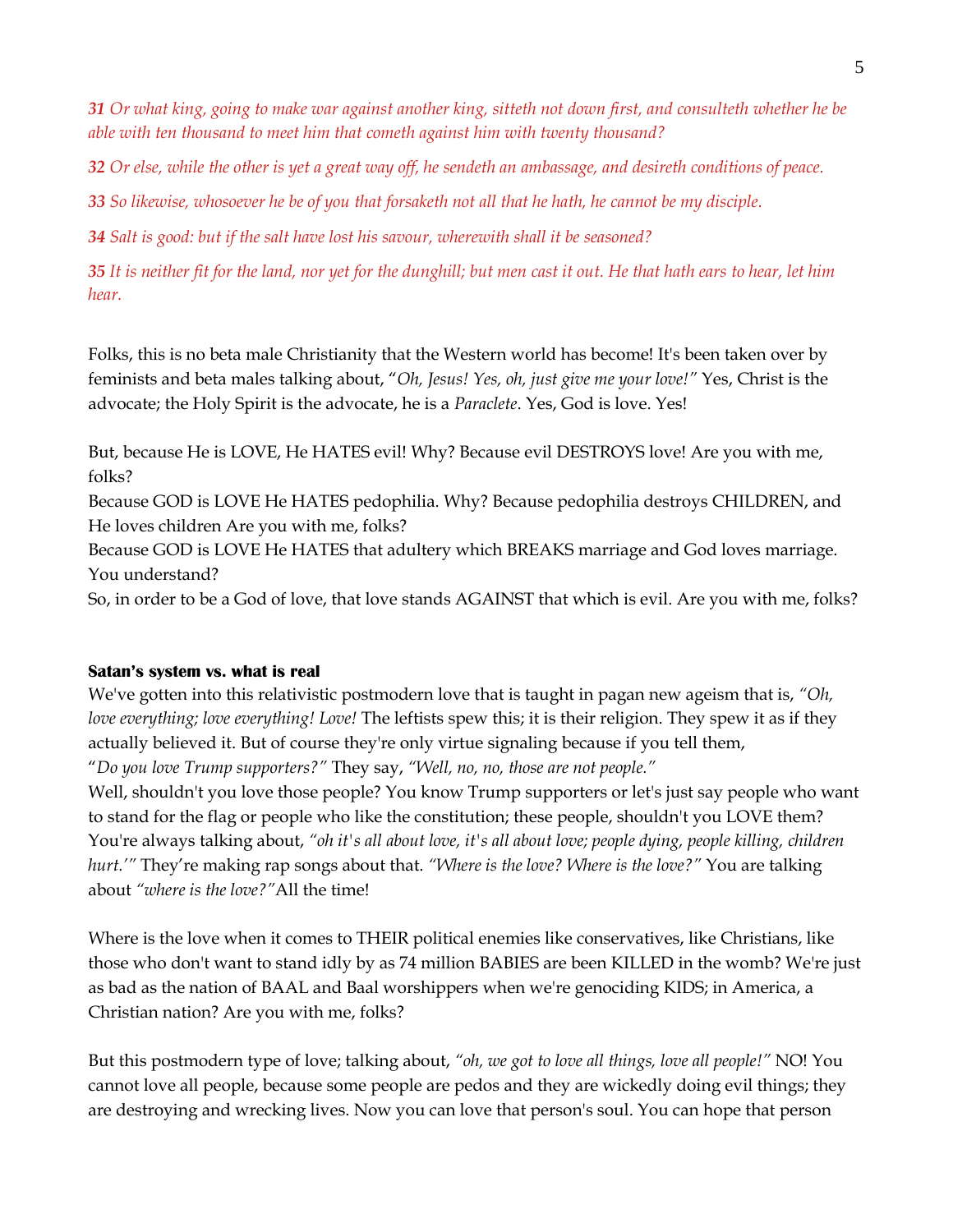*__31__ Or what king, going to make war against another king, sitteth not down first, and consulteth whether he be able with ten thousand to meet him that cometh against him with twenty thousand?*

*__32__ Or else, while the other is yet a great way off, he sendeth an ambassage, and desireth conditions of peace.*

*__33__ So likewise, whosoever he be of you that forsaketh not all that he hath, he cannot be my disciple.*

*__34__ Salt is good: but if the salt have lost his savour, wherewith shall it be seasoned?*

*__35__ It is neither fit for the land, nor yet for the dunghill; but men cast it out. He that hath ears to hear, let him hear.*

Folks, this is no beta male Christianity that the Western world has become! It's been taken over by feminists and beta males talking about, "*Oh, Jesus! Yes, oh, just give me your love!*" Yes, Christ is the advocate; the Holy Spirit is the advocate, he is a *Paraclete*. Yes, God is love. Yes!

But, because He is LOVE, He HATES evil! Why? Because evil DESTROYS love! Are you with me, folks?
Because GOD is LOVE He HATES pedophilia. Why? Because pedophilia destroys CHILDREN, and He loves children Are you with me, folks?
Because GOD is LOVE He HATES that adultery which BREAKS marriage and God loves marriage. You understand?
So, in order to be a God of love, that love stands AGAINST that which is evil. Are you with me, folks?

**Satan's system vs. what is real**
We've gotten into this relativistic postmodern love that is taught in pagan new ageism that is, *"Oh, love everything; love everything! Love!* The leftists spew this; it is their religion. They spew it as if they actually believed it. But of course they're only virtue signaling because if you tell them, "*Do you love Trump supporters?"* They say, *"Well, no, no, those are not people."*
Well, shouldn't you love those people? You know Trump supporters or let's just say people who want to stand for the flag or people who like the constitution; these people, shouldn't you LOVE them? You're always talking about, *"oh it's all about love, it's all about love; people dying, people killing, children hurt.'"* They're making rap songs about that. *"Where is the love? Where is the love?"* You are talking about *"where is the love?"* All the time!

Where is the love when it comes to THEIR political enemies like conservatives, like Christians, like those who don't want to stand idly by as 74 million BABIES are been KILLED in the womb? We're just as bad as the nation of BAAL and Baal worshippers when we're genociding KIDS; in America, a Christian nation? Are you with me, folks?

But this postmodern type of love; talking about, *"oh, we got to love all things, love all people!"* NO! You cannot love all people, because some people are pedos and they are wickedly doing evil things; they are destroying and wrecking lives. Now you can love that person's soul. You can hope that person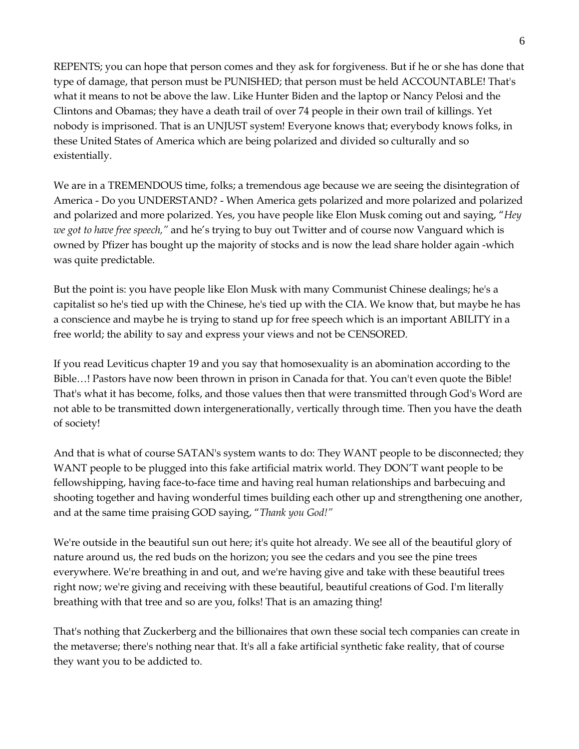REPENTS; you can hope that person comes and they ask for forgiveness. But if he or she has done that type of damage, that person must be PUNISHED; that person must be held ACCOUNTABLE! That's what it means to not be above the law. Like Hunter Biden and the laptop or Nancy Pelosi and the Clintons and Obamas; they have a death trail of over 74 people in their own trail of killings. Yet nobody is imprisoned. That is an UNJUST system! Everyone knows that; everybody knows folks, in these United States of America which are being polarized and divided so culturally and so existentially.

We are in a TREMENDOUS time, folks; a tremendous age because we are seeing the disintegration of America - Do you UNDERSTAND? - When America gets polarized and more polarized and polarized and polarized and more polarized. Yes, you have people like Elon Musk coming out and saying, "*Hey we got to have free speech,*" and he's trying to buy out Twitter and of course now Vanguard which is owned by Pfizer has bought up the majority of stocks and is now the lead share holder again -which was quite predictable.

But the point is: you have people like Elon Musk with many Communist Chinese dealings; he's a capitalist so he's tied up with the Chinese, he's tied up with the CIA. We know that, but maybe he has a conscience and maybe he is trying to stand up for free speech which is an important ABILITY in a free world; the ability to say and express your views and not be CENSORED.

If you read Leviticus chapter 19 and you say that homosexuality is an abomination according to the Bible…! Pastors have now been thrown in prison in Canada for that. You can't even quote the Bible! That's what it has become, folks, and those values then that were transmitted through God's Word are not able to be transmitted down intergenerationally, vertically through time. Then you have the death of society!

And that is what of course SATAN's system wants to do: They WANT people to be disconnected; they WANT people to be plugged into this fake artificial matrix world. They DON'T want people to be fellowshipping, having face-to-face time and having real human relationships and barbecuing and shooting together and having wonderful times building each other up and strengthening one another, and at the same time praising GOD saying, "*Thank you God!*"

We're outside in the beautiful sun out here; it's quite hot already. We see all of the beautiful glory of nature around us, the red buds on the horizon; you see the cedars and you see the pine trees everywhere. We're breathing in and out, and we're having give and take with these beautiful trees right now; we're giving and receiving with these beautiful, beautiful creations of God. I'm literally breathing with that tree and so are you, folks! That is an amazing thing!

That's nothing that Zuckerberg and the billionaires that own these social tech companies can create in the metaverse; there's nothing near that. It's all a fake artificial synthetic fake reality, that of course they want you to be addicted to.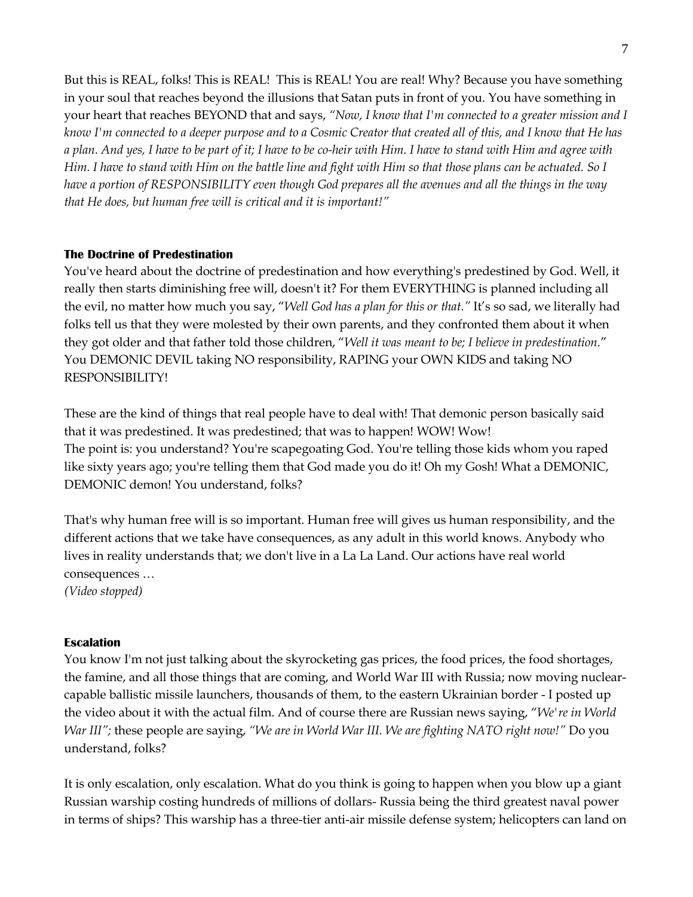But this is REAL, folks! This is REAL! This is REAL! You are real! Why? Because you have something in your soul that reaches beyond the illusions that Satan puts in front of you. You have something in your heart that reaches BEYOND that and says, *"Now, I know that I'm connected to a greater mission and I know I'm connected to a deeper purpose and to a Cosmic Creator that created all of this, and I know that He has a plan. And yes, I have to be part of it; I have to be co-heir with Him. I have to stand with Him and agree with Him. I have to stand with Him on the battle line and fight with Him so that those plans can be actuated. So I have a portion of RESPONSIBILITY even though God prepares all the avenues and all the things in the way that He does, but human free will is critical and it is important!"*

**The Doctrine of Predestination**

You've heard about the doctrine of predestination and how everything's predestined by God. Well, it really then starts diminishing free will, doesn't it? For them EVERYTHING is planned including all the evil, no matter how much you say, "*Well God has a plan for this or that.*" It's so sad, we literally had folks tell us that they were molested by their own parents, and they confronted them about it when they got older and that father told those children, "*Well it was meant to be; I believe in predestination.*" You DEMONIC DEVIL taking NO responsibility, RAPING your OWN KIDS and taking NO RESPONSIBILITY!

These are the kind of things that real people have to deal with! That demonic person basically said that it was predestined. It was predestined; that was to happen! WOW! Wow!
The point is: you understand? You're scapegoating God. You're telling those kids whom you raped like sixty years ago; you're telling them that God made you do it! Oh my Gosh! What a DEMONIC, DEMONIC demon! You understand, folks?

That's why human free will is so important. Human free will gives us human responsibility, and the different actions that we take have consequences, as any adult in this world knows. Anybody who lives in reality understands that; we don't live in a La La Land. Our actions have real world consequences …
*(Video stopped)*

**Escalation**

You know I'm not just talking about the skyrocketing gas prices, the food prices, the food shortages, the famine, and all those things that are coming, and World War III with Russia; now moving nuclear-capable ballistic missile launchers, thousands of them, to the eastern Ukrainian border - I posted up the video about it with the actual film. And of course there are Russian news saying, "*We're in World War III";* these people are saying, *"We are in World War III. We are fighting NATO right now!"* Do you understand, folks?

It is only escalation, only escalation. What do you think is going to happen when you blow up a giant Russian warship costing hundreds of millions of dollars- Russia being the third greatest naval power in terms of ships? This warship has a three-tier anti-air missile defense system; helicopters can land on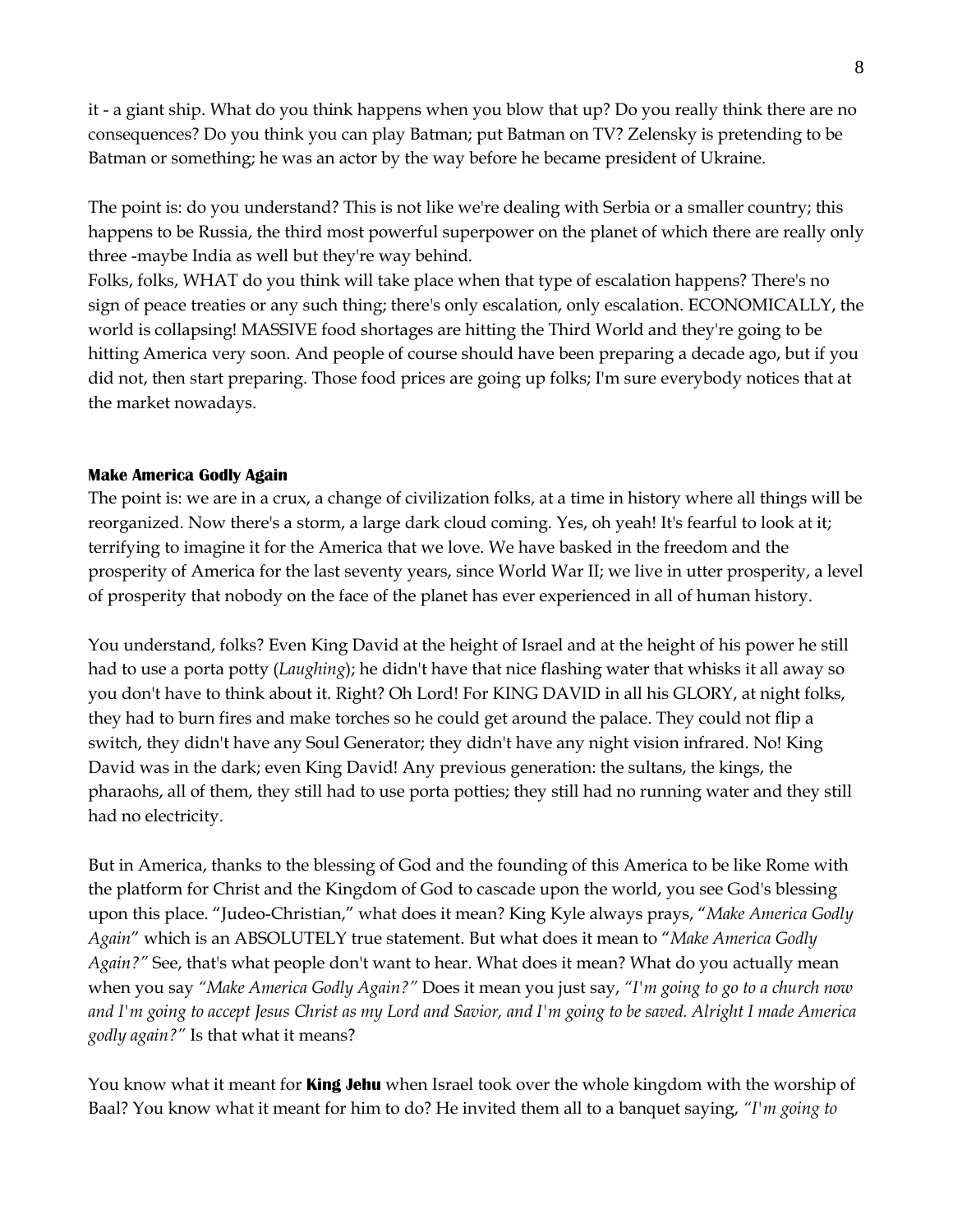it - a giant ship. What do you think happens when you blow that up? Do you really think there are no consequences? Do you think you can play Batman; put Batman on TV? Zelensky is pretending to be Batman or something; he was an actor by the way before he became president of Ukraine.

The point is: do you understand? This is not like we're dealing with Serbia or a smaller country; this happens to be Russia, the third most powerful superpower on the planet of which there are really only three -maybe India as well but they're way behind.
Folks, folks, WHAT do you think will take place when that type of escalation happens? There's no sign of peace treaties or any such thing; there's only escalation, only escalation. ECONOMICALLY, the world is collapsing! MASSIVE food shortages are hitting the Third World and they're going to be hitting America very soon. And people of course should have been preparing a decade ago, but if you did not, then start preparing. Those food prices are going up folks; I'm sure everybody notices that at the market nowadays.

**Make America Godly Again**

The point is: we are in a crux, a change of civilization folks, at a time in history where all things will be reorganized. Now there's a storm, a large dark cloud coming. Yes, oh yeah! It's fearful to look at it; terrifying to imagine it for the America that we love. We have basked in the freedom and the prosperity of America for the last seventy years, since World War II; we live in utter prosperity, a level of prosperity that nobody on the face of the planet has ever experienced in all of human history.

You understand, folks? Even King David at the height of Israel and at the height of his power he still had to use a porta potty (*Laughing*); he didn't have that nice flashing water that whisks it all away so you don't have to think about it. Right? Oh Lord! For KING DAVID in all his GLORY, at night folks, they had to burn fires and make torches so he could get around the palace. They could not flip a switch, they didn't have any Soul Generator; they didn't have any night vision infrared. No! King David was in the dark; even King David! Any previous generation: the sultans, the kings, the pharaohs, all of them, they still had to use porta potties; they still had no running water and they still had no electricity.

But in America, thanks to the blessing of God and the founding of this America to be like Rome with the platform for Christ and the Kingdom of God to cascade upon the world, you see God's blessing upon this place. "Judeo-Christian," what does it mean? King Kyle always prays, "*Make America Godly Again*" which is an ABSOLUTELY true statement. But what does it mean to "*Make America Godly Again?"* See, that's what people don't want to hear. What does it mean? What do you actually mean when you say *"Make America Godly Again?"* Does it mean you just say, *"I'm going to go to a church now and I'm going to accept Jesus Christ as my Lord and Savior, and I'm going to be saved. Alright I made America godly again?"* Is that what it means?

You know what it meant for **King Jehu** when Israel took over the whole kingdom with the worship of Baal? You know what it meant for him to do? He invited them all to a banquet saying, *"I'm going to*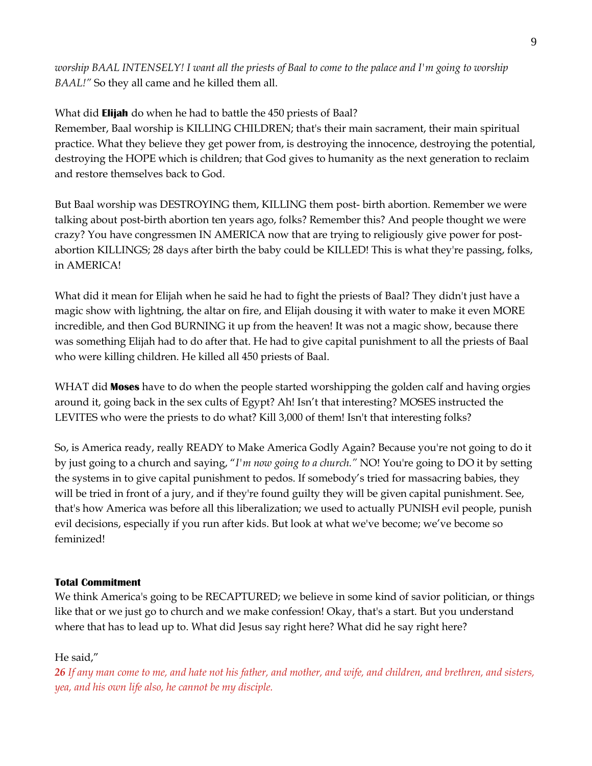*worship BAAL INTENSELY! I want all the priests of Baal to come to the palace and I'm going to worship BAAL!"* So they all came and he killed them all.

What did **Elijah** do when he had to battle the 450 priests of Baal?
Remember, Baal worship is KILLING CHILDREN; that's their main sacrament, their main spiritual practice. What they believe they get power from, is destroying the innocence, destroying the potential, destroying the HOPE which is children; that God gives to humanity as the next generation to reclaim and restore themselves back to God.

But Baal worship was DESTROYING them, KILLING them post- birth abortion. Remember we were talking about post-birth abortion ten years ago, folks? Remember this? And people thought we were crazy? You have congressmen IN AMERICA now that are trying to religiously give power for post-abortion KILLINGS; 28 days after birth the baby could be KILLED! This is what they're passing, folks, in AMERICA!

What did it mean for Elijah when he said he had to fight the priests of Baal? They didn't just have a magic show with lightning, the altar on fire, and Elijah dousing it with water to make it even MORE incredible, and then God BURNING it up from the heaven! It was not a magic show, because there was something Elijah had to do after that. He had to give capital punishment to all the priests of Baal who were killing children. He killed all 450 priests of Baal.

WHAT did **Moses** have to do when the people started worshipping the golden calf and having orgies around it, going back in the sex cults of Egypt? Ah! Isn't that interesting? MOSES instructed the LEVITES who were the priests to do what? Kill 3,000 of them! Isn't that interesting folks?

So, is America ready, really READY to Make America Godly Again? Because you're not going to do it by just going to a church and saying, "*I'm now going to a church.*" NO! You're going to DO it by setting the systems in to give capital punishment to pedos. If somebody's tried for massacring babies, they will be tried in front of a jury, and if they're found guilty they will be given capital punishment. See, that's how America was before all this liberalization; we used to actually PUNISH evil people, punish evil decisions, especially if you run after kids. But look at what we've become; we've become so feminized!

**Total Commitment**
We think America's going to be RECAPTURED; we believe in some kind of savior politician, or things like that or we just go to church and we make confession! Okay, that's a start. But you understand where that has to lead up to. What did Jesus say right here? What did he say right here?

He said,"
***26*** *If any man come to me, and hate not his father, and mother, and wife, and children, and brethren, and sisters, yea, and his own life also, he cannot be my disciple.*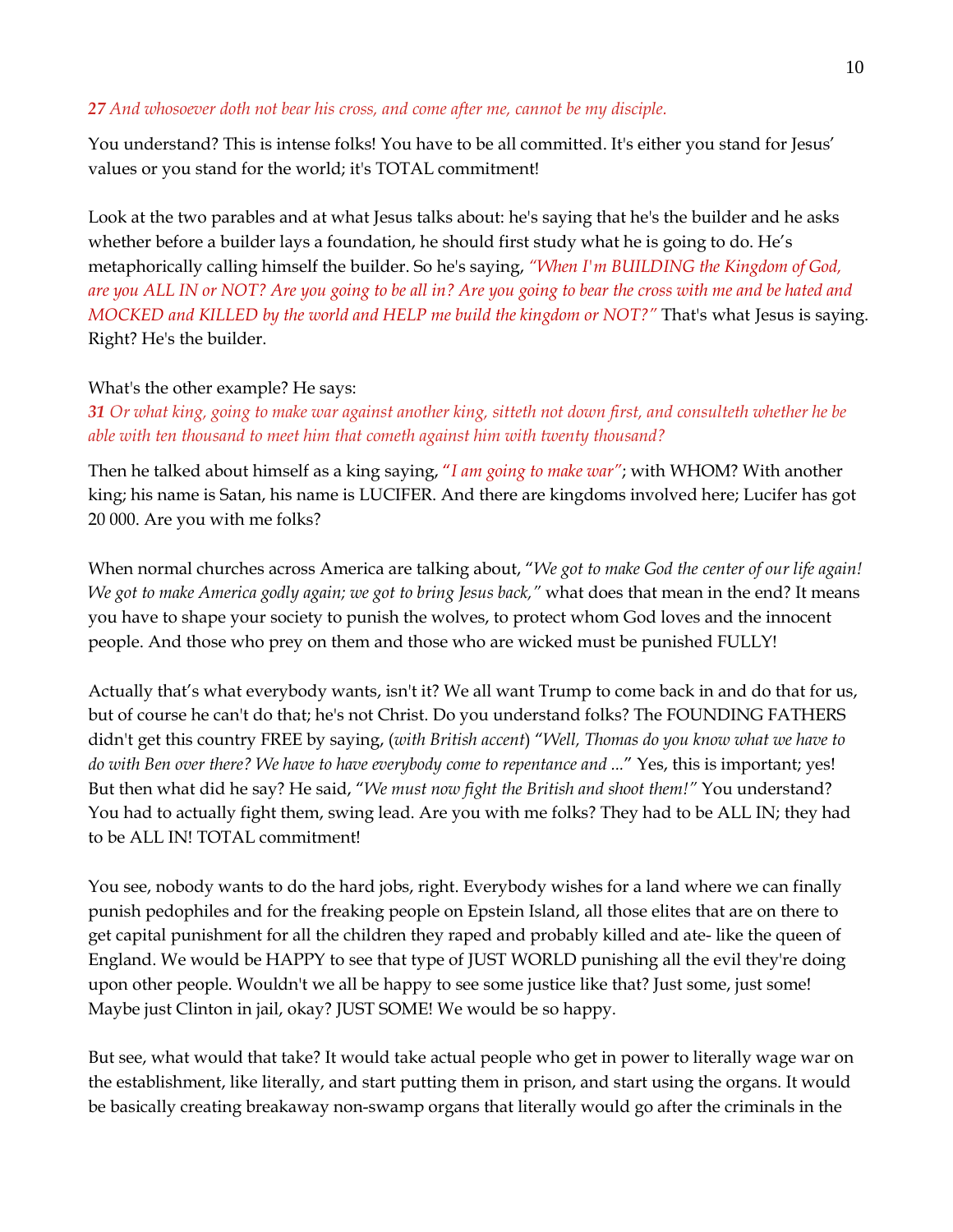***27** And whosoever doth not bear his cross, and come after me, cannot be my disciple.*

You understand? This is intense folks! You have to be all committed. It's either you stand for Jesus' values or you stand for the world; it's TOTAL commitment!

Look at the two parables and at what Jesus talks about: he's saying that he's the builder and he asks whether before a builder lays a foundation, he should first study what he is going to do. He's metaphorically calling himself the builder. So he's saying, *"When I'm BUILDING the Kingdom of God, are you ALL IN or NOT? Are you going to be all in? Are you going to bear the cross with me and be hated and MOCKED and KILLED by the world and HELP me build the kingdom or NOT?"* That's what Jesus is saying. Right? He's the builder.

What's the other example? He says:
***31** Or what king, going to make war against another king, sitteth not down first, and consulteth whether he be able with ten thousand to meet him that cometh against him with twenty thousand?*

Then he talked about himself as a king saying, "*I am going to make war*"; with WHOM? With another king; his name is Satan, his name is LUCIFER. And there are kingdoms involved here; Lucifer has got 20 000. Are you with me folks?

When normal churches across America are talking about, "*We got to make God the center of our life again! We got to make America godly again; we got to bring Jesus back,"* what does that mean in the end? It means you have to shape your society to punish the wolves, to protect whom God loves and the innocent people. And those who prey on them and those who are wicked must be punished FULLY!

Actually that's what everybody wants, isn't it? We all want Trump to come back in and do that for us, but of course he can't do that; he's not Christ. Do you understand folks? The FOUNDING FATHERS didn't get this country FREE by saying, (*with British accent*) "*Well, Thomas do you know what we have to do with Ben over there? We have to have everybody come to repentance and ...*" Yes, this is important; yes! But then what did he say? He said, "*We must now fight the British and shoot them!"* You understand? You had to actually fight them, swing lead. Are you with me folks? They had to be ALL IN; they had to be ALL IN! TOTAL commitment!

You see, nobody wants to do the hard jobs, right. Everybody wishes for a land where we can finally punish pedophiles and for the freaking people on Epstein Island, all those elites that are on there to get capital punishment for all the children they raped and probably killed and ate- like the queen of England. We would be HAPPY to see that type of JUST WORLD punishing all the evil they're doing upon other people. Wouldn't we all be happy to see some justice like that? Just some, just some! Maybe just Clinton in jail, okay? JUST SOME! We would be so happy.

But see, what would that take? It would take actual people who get in power to literally wage war on the establishment, like literally, and start putting them in prison, and start using the organs. It would be basically creating breakaway non-swamp organs that literally would go after the criminals in the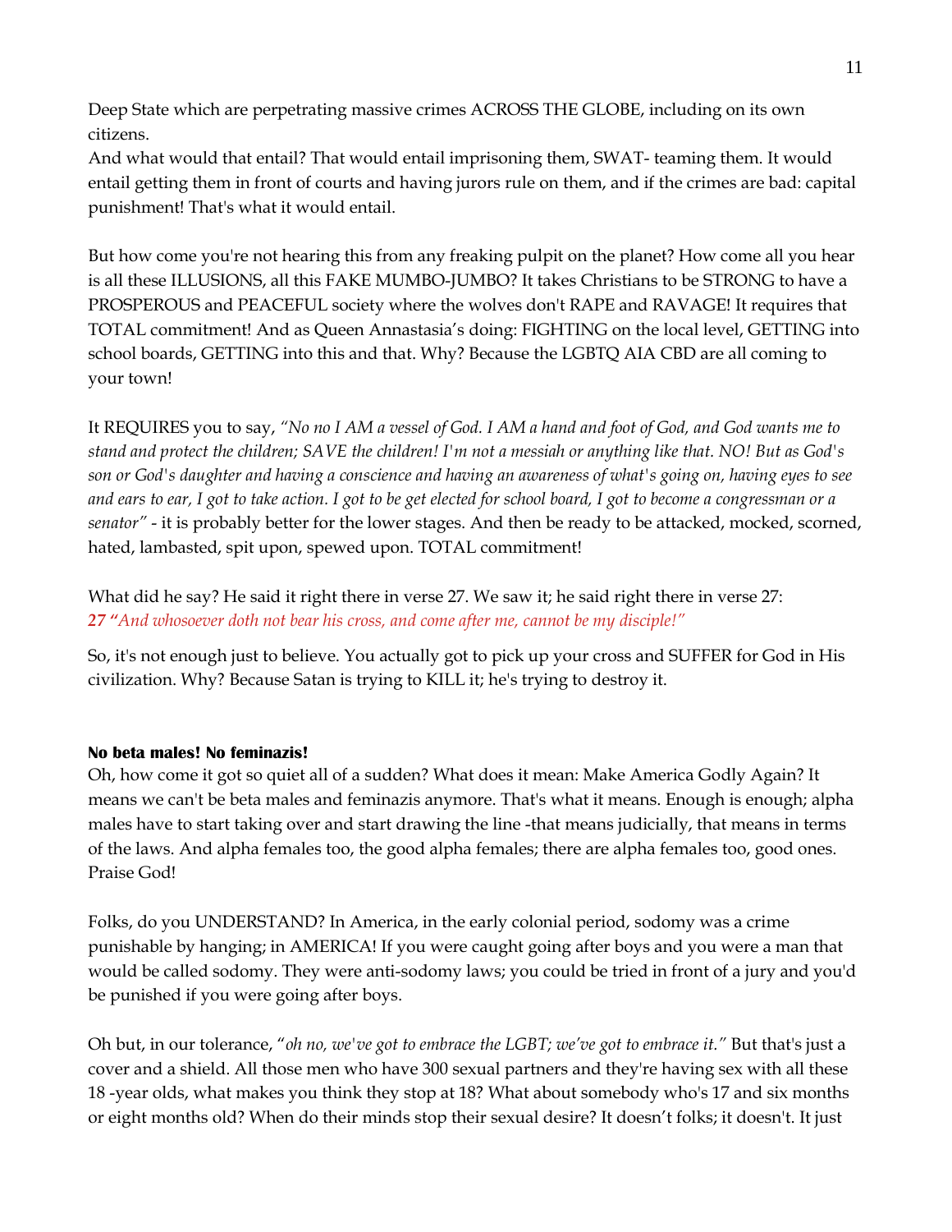Deep State which are perpetrating massive crimes ACROSS THE GLOBE, including on its own citizens.
And what would that entail? That would entail imprisoning them, SWAT- teaming them. It would entail getting them in front of courts and having jurors rule on them, and if the crimes are bad: capital punishment! That's what it would entail.

But how come you're not hearing this from any freaking pulpit on the planet? How come all you hear is all these ILLUSIONS, all this FAKE MUMBO-JUMBO? It takes Christians to be STRONG to have a PROSPEROUS and PEACEFUL society where the wolves don't RAPE and RAVAGE! It requires that TOTAL commitment! And as Queen Annastasia's doing: FIGHTING on the local level, GETTING into school boards, GETTING into this and that. Why? Because the LGBTQ AIA CBD are all coming to your town!

It REQUIRES you to say, *"No no I AM a vessel of God. I AM a hand and foot of God, and God wants me to stand and protect the children; SAVE the children! I'm not a messiah or anything like that. NO! But as God's son or God's daughter and having a conscience and having an awareness of what's going on, having eyes to see and ears to ear, I got to take action. I got to be get elected for school board, I got to become a congressman or a senator"* - it is probably better for the lower stages. And then be ready to be attacked, mocked, scorned, hated, lambasted, spit upon, spewed upon. TOTAL commitment!

What did he say? He said it right there in verse 27. We saw it; he said right there in verse 27:
**27** *"And whosoever doth not bear his cross, and come after me, cannot be my disciple!"*

So, it's not enough just to believe. You actually got to pick up your cross and SUFFER for God in His civilization. Why? Because Satan is trying to KILL it; he's trying to destroy it.

**No beta males! No feminazis!**

Oh, how come it got so quiet all of a sudden? What does it mean: Make America Godly Again? It means we can't be beta males and feminazis anymore. That's what it means. Enough is enough; alpha males have to start taking over and start drawing the line -that means judicially, that means in terms of the laws. And alpha females too, the good alpha females; there are alpha females too, good ones. Praise God!

Folks, do you UNDERSTAND? In America, in the early colonial period, sodomy was a crime punishable by hanging; in AMERICA! If you were caught going after boys and you were a man that would be called sodomy. They were anti-sodomy laws; you could be tried in front of a jury and you'd be punished if you were going after boys.

Oh but, in our tolerance, "*oh no, we've got to embrace the LGBT; we've got to embrace it."* But that's just a cover and a shield. All those men who have 300 sexual partners and they're having sex with all these 18 -year olds, what makes you think they stop at 18? What about somebody who's 17 and six months or eight months old? When do their minds stop their sexual desire? It doesn't folks; it doesn't. It just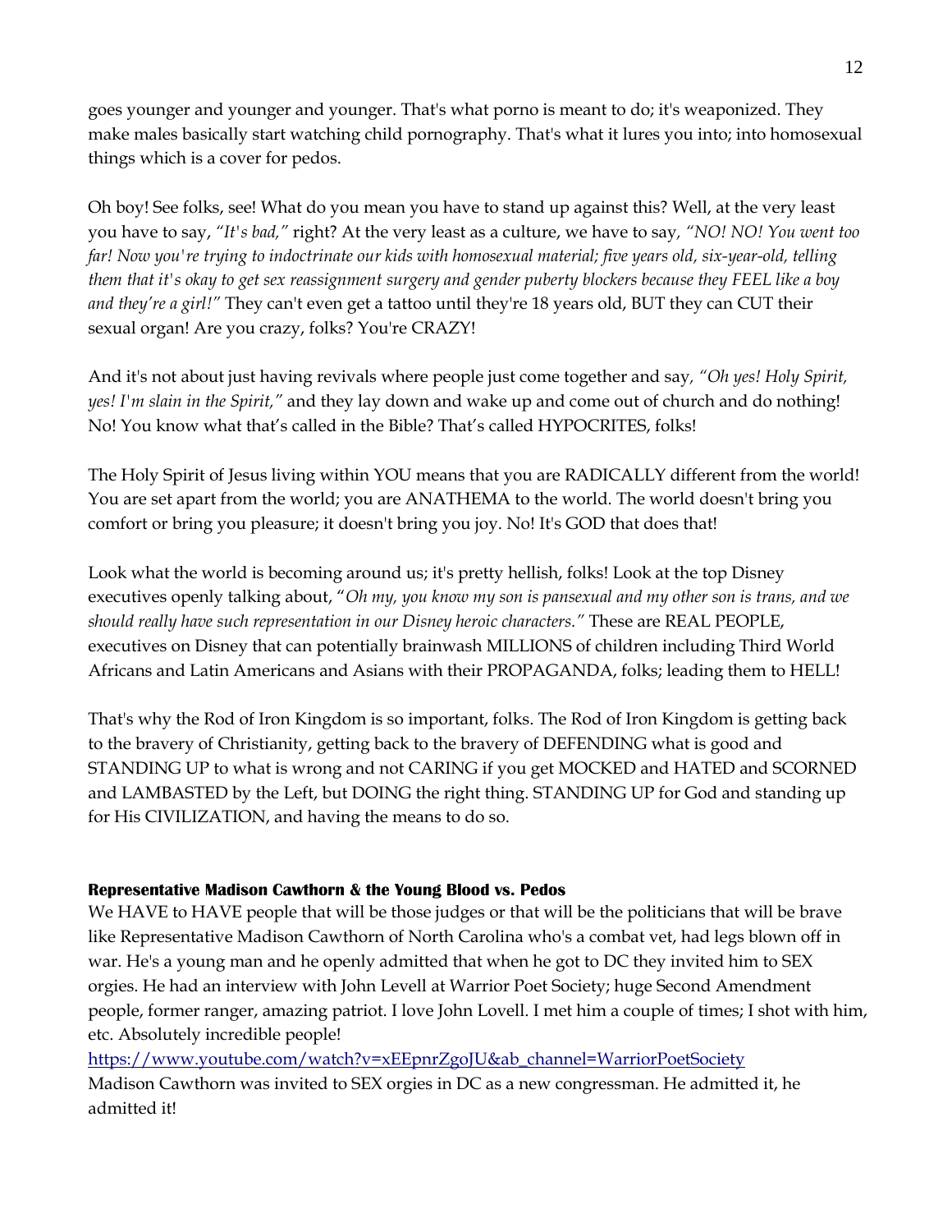goes younger and younger and younger. That's what porno is meant to do; it's weaponized. They make males basically start watching child pornography. That's what it lures you into; into homosexual things which is a cover for pedos.

Oh boy! See folks, see! What do you mean you have to stand up against this? Well, at the very least you have to say, *"It's bad,"* right? At the very least as a culture, we have to say*, "NO! NO! You went too far! Now you're trying to indoctrinate our kids with homosexual material; five years old, six-year-old, telling them that it's okay to get sex reassignment surgery and gender puberty blockers because they FEEL like a boy and they're a girl!"* They can't even get a tattoo until they're 18 years old, BUT they can CUT their sexual organ! Are you crazy, folks? You're CRAZY!

And it's not about just having revivals where people just come together and say*, "Oh yes! Holy Spirit, yes! I'm slain in the Spirit,"* and they lay down and wake up and come out of church and do nothing! No! You know what that's called in the Bible? That's called HYPOCRITES, folks!

The Holy Spirit of Jesus living within YOU means that you are RADICALLY different from the world! You are set apart from the world; you are ANATHEMA to the world. The world doesn't bring you comfort or bring you pleasure; it doesn't bring you joy. No! It's GOD that does that!

Look what the world is becoming around us; it's pretty hellish, folks! Look at the top Disney executives openly talking about, "*Oh my, you know my son is pansexual and my other son is trans, and we should really have such representation in our Disney heroic characters."* These are REAL PEOPLE, executives on Disney that can potentially brainwash MILLIONS of children including Third World Africans and Latin Americans and Asians with their PROPAGANDA, folks; leading them to HELL!

That's why the Rod of Iron Kingdom is so important, folks. The Rod of Iron Kingdom is getting back to the bravery of Christianity, getting back to the bravery of DEFENDING what is good and STANDING UP to what is wrong and not CARING if you get MOCKED and HATED and SCORNED and LAMBASTED by the Left, but DOING the right thing. STANDING UP for God and standing up for His CIVILIZATION, and having the means to do so.

**Representative Madison Cawthorn & the Young Blood vs. Pedos**

We HAVE to HAVE people that will be those judges or that will be the politicians that will be brave like Representative Madison Cawthorn of North Carolina who's a combat vet, had legs blown off in war. He's a young man and he openly admitted that when he got to DC they invited him to SEX orgies. He had an interview with John Levell at Warrior Poet Society; huge Second Amendment people, former ranger, amazing patriot. I love John Lovell. I met him a couple of times; I shot with him, etc. Absolutely incredible people!

https://www.youtube.com/watch?v=xEEpnrZgoJU&ab_channel=WarriorPoetSociety

Madison Cawthorn was invited to SEX orgies in DC as a new congressman. He admitted it, he admitted it!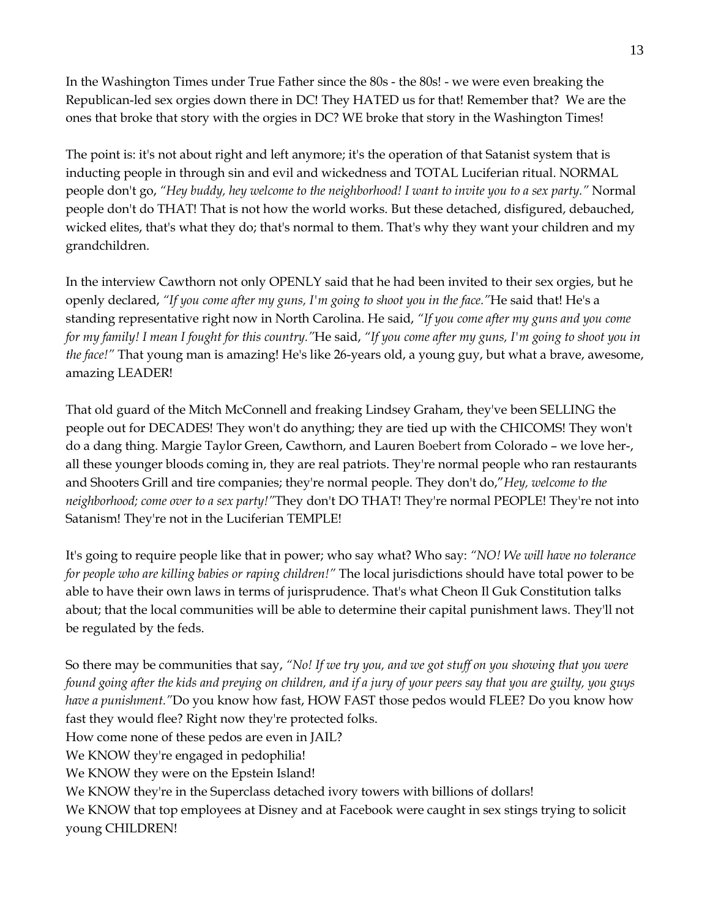In the Washington Times under True Father since the 80s - the 80s! - we were even breaking the Republican-led sex orgies down there in DC! They HATED us for that! Remember that? We are the ones that broke that story with the orgies in DC? WE broke that story in the Washington Times!

The point is: it's not about right and left anymore; it's the operation of that Satanist system that is inducting people in through sin and evil and wickedness and TOTAL Luciferian ritual. NORMAL people don't go, *"Hey buddy, hey welcome to the neighborhood! I want to invite you to a sex party."* Normal people don't do THAT! That is not how the world works. But these detached, disfigured, debauched, wicked elites, that's what they do; that's normal to them. That's why they want your children and my grandchildren.

In the interview Cawthorn not only OPENLY said that he had been invited to their sex orgies, but he openly declared, *"If you come after my guns, I'm going to shoot you in the face."*He said that! He's a standing representative right now in North Carolina. He said, *"If you come after my guns and you come for my family! I mean I fought for this country."*He said, *"If you come after my guns, I'm going to shoot you in the face!"* That young man is amazing! He's like 26-years old, a young guy, but what a brave, awesome, amazing LEADER!

That old guard of the Mitch McConnell and freaking Lindsey Graham, they've been SELLING the people out for DECADES! They won't do anything; they are tied up with the CHICOMS! They won't do a dang thing. Margie Taylor Green, Cawthorn, and Lauren Boebert from Colorado – we love her-, all these younger bloods coming in, they are real patriots. They're normal people who ran restaurants and Shooters Grill and tire companies; they're normal people. They don't do,"*Hey, welcome to the neighborhood; come over to a sex party!"*They don't DO THAT! They're normal PEOPLE! They're not into Satanism! They're not in the Luciferian TEMPLE!

It's going to require people like that in power; who say what? Who say: *"NO! We will have no tolerance for people who are killing babies or raping children!"* The local jurisdictions should have total power to be able to have their own laws in terms of jurisprudence. That's what Cheon Il Guk Constitution talks about; that the local communities will be able to determine their capital punishment laws. They'll not be regulated by the feds.

So there may be communities that say, *"No! If we try you, and we got stuff on you showing that you were found going after the kids and preying on children, and if a jury of your peers say that you are guilty, you guys have a punishment."*Do you know how fast, HOW FAST those pedos would FLEE? Do you know how fast they would flee? Right now they're protected folks.

How come none of these pedos are even in JAIL?

We KNOW they're engaged in pedophilia!

We KNOW they were on the Epstein Island!

We KNOW they're in the Superclass detached ivory towers with billions of dollars!

We KNOW that top employees at Disney and at Facebook were caught in sex stings trying to solicit young CHILDREN!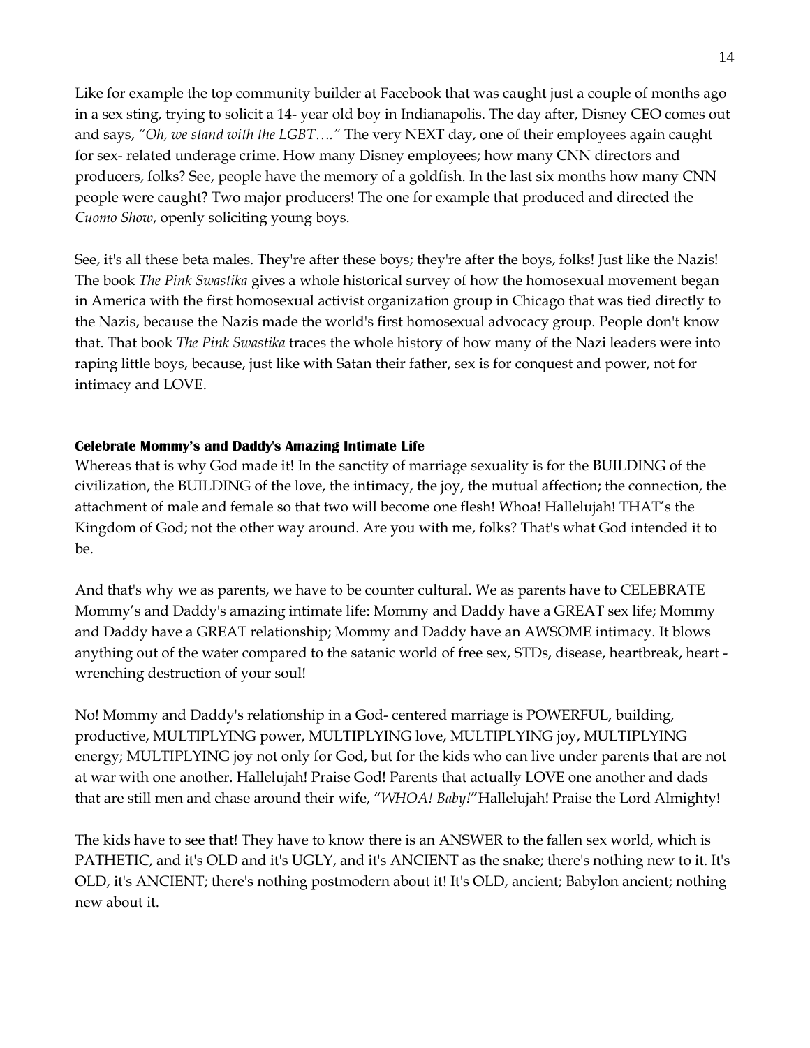Like for example the top community builder at Facebook that was caught just a couple of months ago in a sex sting, trying to solicit a 14- year old boy in Indianapolis. The day after, Disney CEO comes out and says, *"Oh, we stand with the LGBT…."* The very NEXT day, one of their employees again caught for sex- related underage crime. How many Disney employees; how many CNN directors and producers, folks? See, people have the memory of a goldfish. In the last six months how many CNN people were caught? Two major producers! The one for example that produced and directed the *Cuomo Show*, openly soliciting young boys.

See, it's all these beta males. They're after these boys; they're after the boys, folks! Just like the Nazis! The book *The Pink Swastika* gives a whole historical survey of how the homosexual movement began in America with the first homosexual activist organization group in Chicago that was tied directly to the Nazis, because the Nazis made the world's first homosexual advocacy group. People don't know that. That book *The Pink Swastika* traces the whole history of how many of the Nazi leaders were into raping little boys, because, just like with Satan their father, sex is for conquest and power, not for intimacy and LOVE.

**Celebrate Mommy's and Daddy's Amazing Intimate Life**

Whereas that is why God made it! In the sanctity of marriage sexuality is for the BUILDING of the civilization, the BUILDING of the love, the intimacy, the joy, the mutual affection; the connection, the attachment of male and female so that two will become one flesh! Whoa! Hallelujah! THAT's the Kingdom of God; not the other way around. Are you with me, folks? That's what God intended it to be.

And that's why we as parents, we have to be counter cultural. We as parents have to CELEBRATE Mommy's and Daddy's amazing intimate life: Mommy and Daddy have a GREAT sex life; Mommy and Daddy have a GREAT relationship; Mommy and Daddy have an AWSOME intimacy. It blows anything out of the water compared to the satanic world of free sex, STDs, disease, heartbreak, heart - wrenching destruction of your soul!

No! Mommy and Daddy's relationship in a God- centered marriage is POWERFUL, building, productive, MULTIPLYING power, MULTIPLYING love, MULTIPLYING joy, MULTIPLYING energy; MULTIPLYING joy not only for God, but for the kids who can live under parents that are not at war with one another. Hallelujah! Praise God! Parents that actually LOVE one another and dads that are still men and chase around their wife, "*WHOA! Baby!*"Hallelujah! Praise the Lord Almighty!

The kids have to see that! They have to know there is an ANSWER to the fallen sex world, which is PATHETIC, and it's OLD and it's UGLY, and it's ANCIENT as the snake; there's nothing new to it. It's OLD, it's ANCIENT; there's nothing postmodern about it! It's OLD, ancient; Babylon ancient; nothing new about it.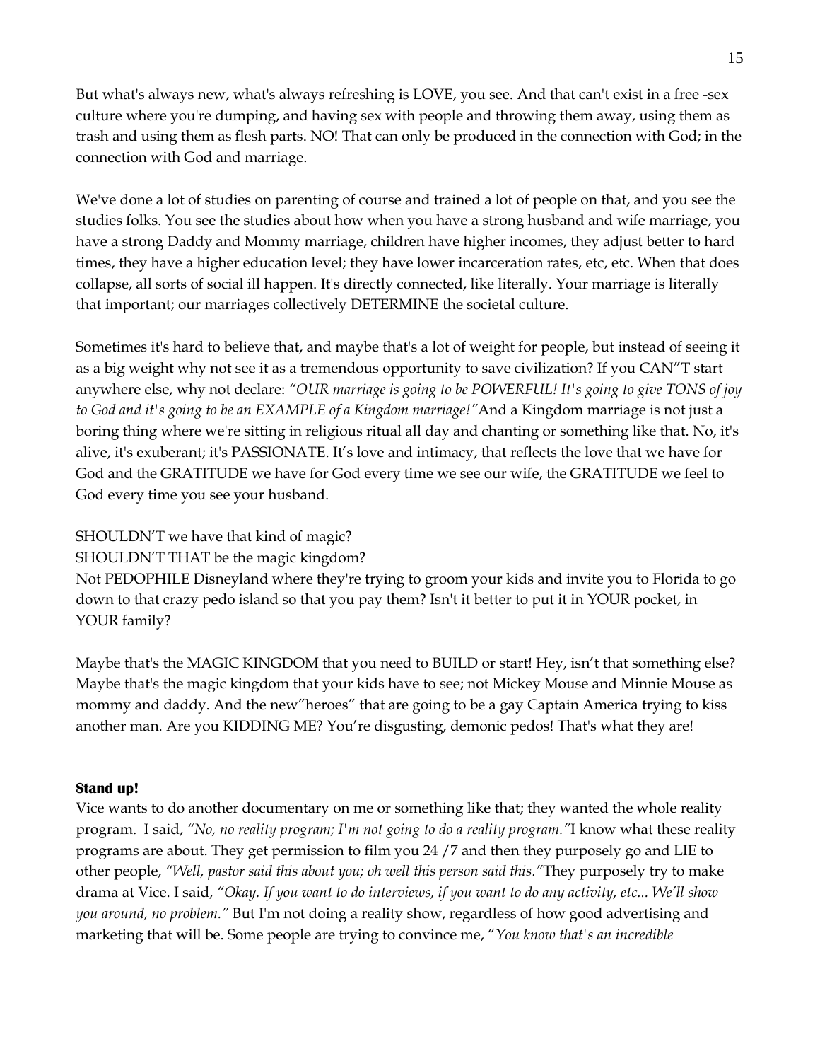But what's always new, what's always refreshing is LOVE, you see. And that can't exist in a free -sex culture where you're dumping, and having sex with people and throwing them away, using them as trash and using them as flesh parts. NO! That can only be produced in the connection with God; in the connection with God and marriage.

We've done a lot of studies on parenting of course and trained a lot of people on that, and you see the studies folks. You see the studies about how when you have a strong husband and wife marriage, you have a strong Daddy and Mommy marriage, children have higher incomes, they adjust better to hard times, they have a higher education level; they have lower incarceration rates, etc, etc. When that does collapse, all sorts of social ill happen. It's directly connected, like literally. Your marriage is literally that important; our marriages collectively DETERMINE the societal culture.

Sometimes it's hard to believe that, and maybe that's a lot of weight for people, but instead of seeing it as a big weight why not see it as a tremendous opportunity to save civilization? If you CAN"T start anywhere else, why not declare: *"OUR marriage is going to be POWERFUL! It's going to give TONS of joy to God and it's going to be an EXAMPLE of a Kingdom marriage!"* And a Kingdom marriage is not just a boring thing where we're sitting in religious ritual all day and chanting or something like that. No, it's alive, it's exuberant; it's PASSIONATE. It's love and intimacy, that reflects the love that we have for God and the GRATITUDE we have for God every time we see our wife, the GRATITUDE we feel to God every time you see your husband.

SHOULDN'T we have that kind of magic?
SHOULDN'T THAT be the magic kingdom?
Not PEDOPHILE Disneyland where they're trying to groom your kids and invite you to Florida to go down to that crazy pedo island so that you pay them? Isn't it better to put it in YOUR pocket, in YOUR family?

Maybe that's the MAGIC KINGDOM that you need to BUILD or start! Hey, isn't that something else? Maybe that's the magic kingdom that your kids have to see; not Mickey Mouse and Minnie Mouse as mommy and daddy. And the new"heroes" that are going to be a gay Captain America trying to kiss another man. Are you KIDDING ME? You're disgusting, demonic pedos! That's what they are!

**Stand up!**

Vice wants to do another documentary on me or something like that; they wanted the whole reality program. I said, *"No, no reality program; I'm not going to do a reality program."* I know what these reality programs are about. They get permission to film you 24 /7 and then they purposely go and LIE to other people, *"Well, pastor said this about you; oh well this person said this."* They purposely try to make drama at Vice. I said, *"Okay. If you want to do interviews, if you want to do any activity, etc... We'll show you around, no problem."* But I'm not doing a reality show, regardless of how good advertising and marketing that will be. Some people are trying to convince me, "*You know that's an incredible*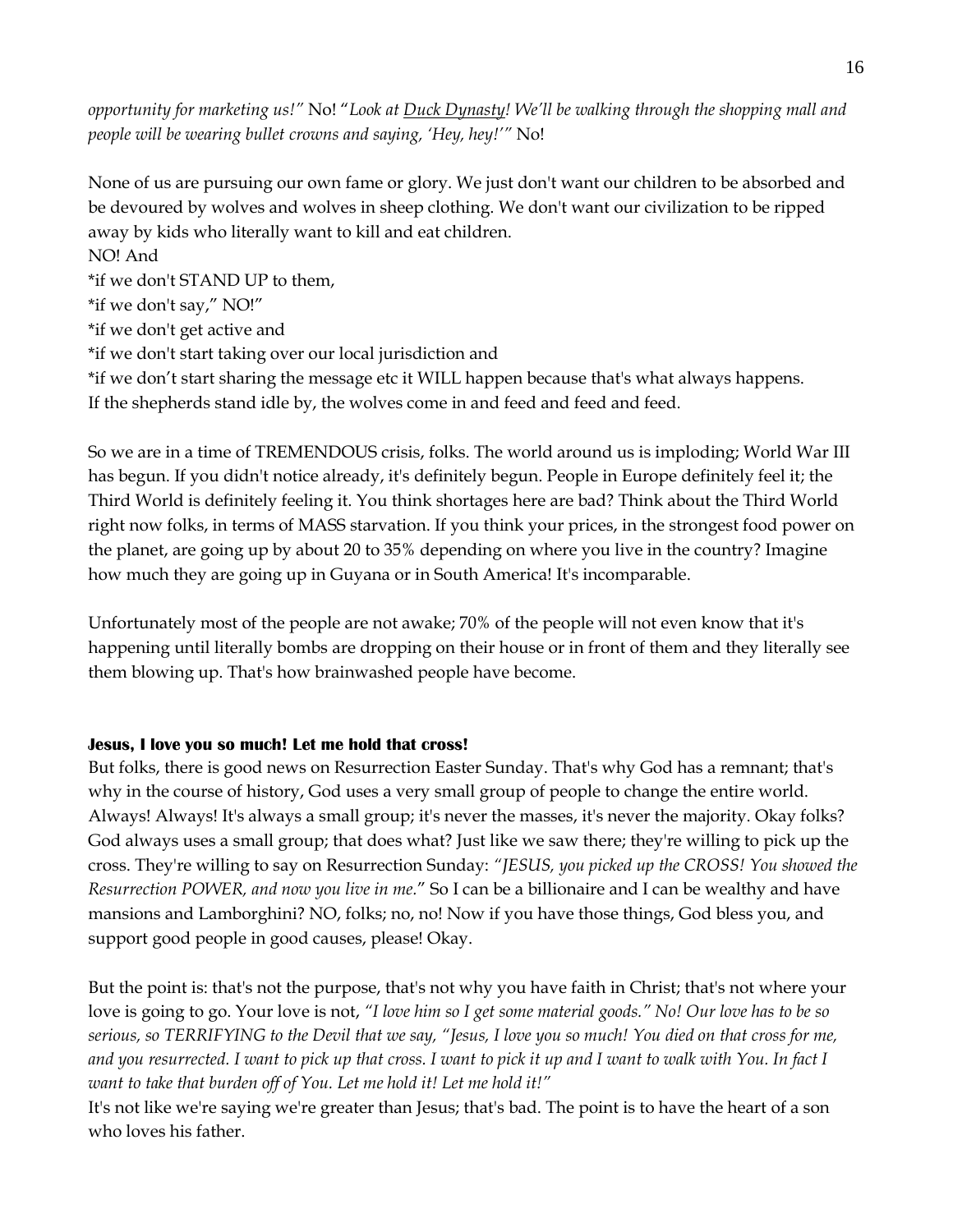*opportunity for marketing us!"* No! "*Look at* *Duck Dynasty*! *We'll be walking through the shopping mall and people will be wearing bullet crowns and saying, 'Hey, hey!'*" No!

None of us are pursuing our own fame or glory. We just don't want our children to be absorbed and be devoured by wolves and wolves in sheep clothing. We don't want our civilization to be ripped away by kids who literally want to kill and eat children.

NO! And

*if we don't STAND UP to them,
*if we don't say," NO!"
*if we don't get active and
*if we don't start taking over our local jurisdiction and
*if we don't start sharing the message etc it WILL happen because that's what always happens.
If the shepherds stand idle by, the wolves come in and feed and feed and feed.

So we are in a time of TREMENDOUS crisis, folks. The world around us is imploding; World War III has begun. If you didn't notice already, it's definitely begun. People in Europe definitely feel it; the Third World is definitely feeling it. You think shortages here are bad? Think about the Third World right now folks, in terms of MASS starvation. If you think your prices, in the strongest food power on the planet, are going up by about 20 to 35% depending on where you live in the country? Imagine how much they are going up in Guyana or in South America! It's incomparable.

Unfortunately most of the people are not awake; 70% of the people will not even know that it's happening until literally bombs are dropping on their house or in front of them and they literally see them blowing up. That's how brainwashed people have become.

**Jesus, I love you so much! Let me hold that cross!**

But folks, there is good news on Resurrection Easter Sunday. That's why God has a remnant; that's why in the course of history, God uses a very small group of people to change the entire world. Always! Always! It's always a small group; it's never the masses, it's never the majority. Okay folks? God always uses a small group; that does what? Just like we saw there; they're willing to pick up the cross. They're willing to say on Resurrection Sunday: *"JESUS, you picked up the CROSS! You showed the Resurrection POWER, and now you live in me."* So I can be a billionaire and I can be wealthy and have mansions and Lamborghini? NO, folks; no, no! Now if you have those things, God bless you, and support good people in good causes, please! Okay.

But the point is: that's not the purpose, that's not why you have faith in Christ; that's not where your love is going to go. Your love is not, *"I love him so I get some material goods." No! Our love has to be so serious, so TERRIFYING to the Devil that we say, "Jesus, I love you so much! You died on that cross for me, and you resurrected. I want to pick up that cross. I want to pick it up and I want to walk with You. In fact I want to take that burden off of You. Let me hold it! Let me hold it!"*

It's not like we're saying we're greater than Jesus; that's bad. The point is to have the heart of a son who loves his father.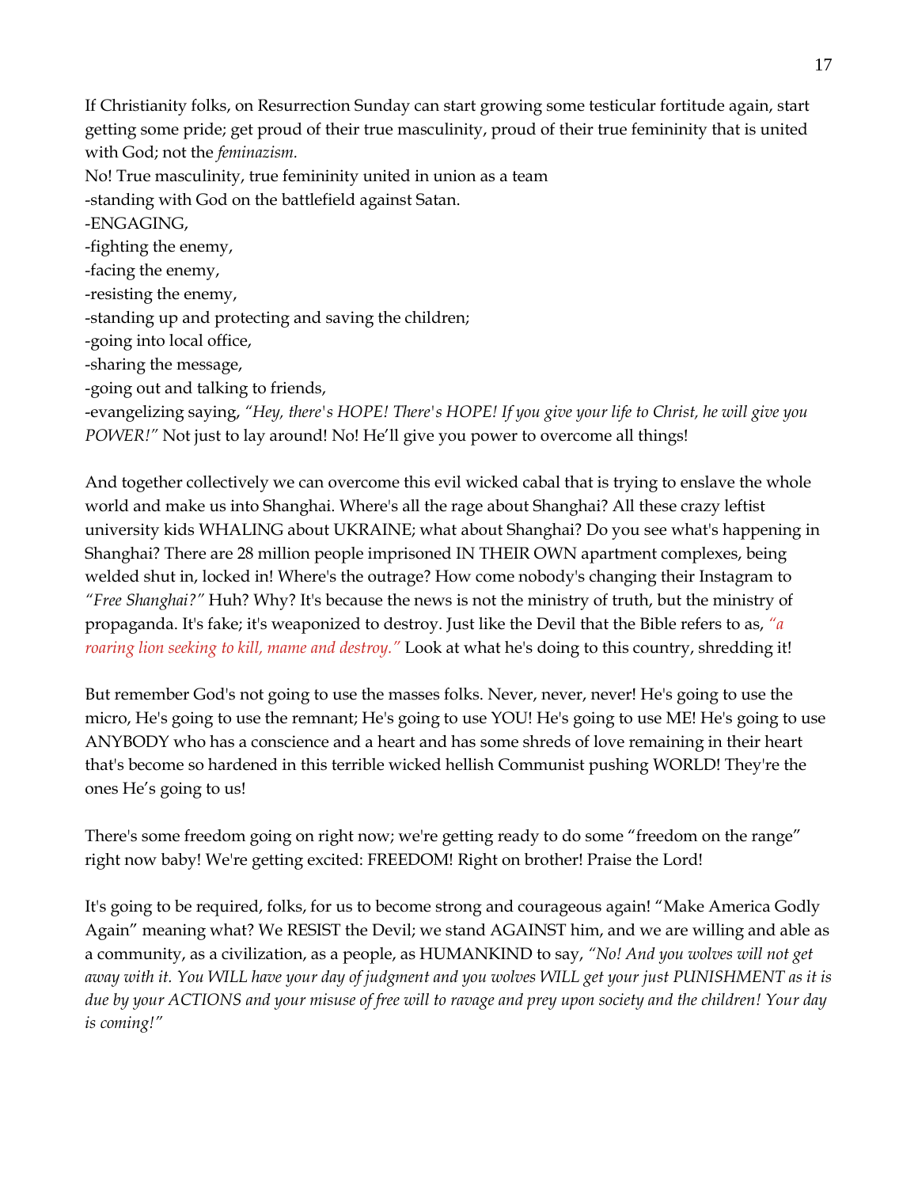If Christianity folks, on Resurrection Sunday can start growing some testicular fortitude again, start getting some pride; get proud of their true masculinity, proud of their true femininity that is united with God; not the *feminazism.*

No! True masculinity, true femininity united in union as a team

-standing with God on the battlefield against Satan.

-ENGAGING,

-fighting the enemy,

-facing the enemy,

-resisting the enemy,

-standing up and protecting and saving the children;

-going into local office,

-sharing the message,

-going out and talking to friends,

-evangelizing saying, *"Hey, there's HOPE! There's HOPE! If you give your life to Christ, he will give you POWER!"* Not just to lay around! No! He'll give you power to overcome all things!

And together collectively we can overcome this evil wicked cabal that is trying to enslave the whole world and make us into Shanghai. Where's all the rage about Shanghai? All these crazy leftist university kids WHALING about UKRAINE; what about Shanghai? Do you see what's happening in Shanghai? There are 28 million people imprisoned IN THEIR OWN apartment complexes, being welded shut in, locked in! Where's the outrage? How come nobody's changing their Instagram to *"Free Shanghai?"* Huh? Why? It's because the news is not the ministry of truth, but the ministry of propaganda. It's fake; it's weaponized to destroy. Just like the Devil that the Bible refers to as, *"a roaring lion seeking to kill, mame and destroy."* Look at what he's doing to this country, shredding it!

But remember God's not going to use the masses folks. Never, never, never! He's going to use the micro, He's going to use the remnant; He's going to use YOU! He's going to use ME! He's going to use ANYBODY who has a conscience and a heart and has some shreds of love remaining in their heart that's become so hardened in this terrible wicked hellish Communist pushing WORLD! They're the ones He's going to us!

There's some freedom going on right now; we're getting ready to do some "freedom on the range" right now baby! We're getting excited: FREEDOM! Right on brother! Praise the Lord!

It's going to be required, folks, for us to become strong and courageous again! "Make America Godly Again" meaning what? We RESIST the Devil; we stand AGAINST him, and we are willing and able as a community, as a civilization, as a people, as HUMANKIND to say, *"No! And you wolves will not get away with it. You WILL have your day of judgment and you wolves WILL get your just PUNISHMENT as it is due by your ACTIONS and your misuse of free will to ravage and prey upon society and the children! Your day is coming!"*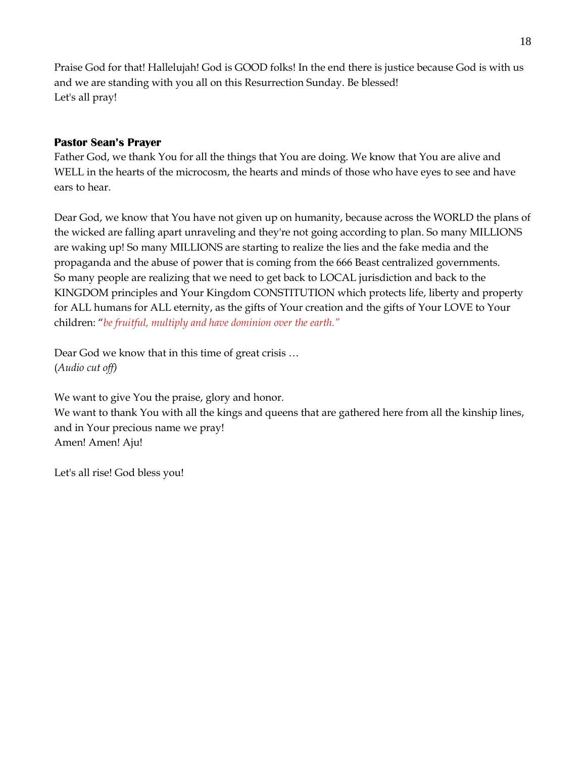Praise God for that! Hallelujah! God is GOOD folks! In the end there is justice because God is with us and we are standing with you all on this Resurrection Sunday. Be blessed!
Let's all pray!

### Pastor Sean's Prayer

Father God, we thank You for all the things that You are doing. We know that You are alive and WELL in the hearts of the microcosm, the hearts and minds of those who have eyes to see and have ears to hear.

Dear God, we know that You have not given up on humanity, because across the WORLD the plans of the wicked are falling apart unraveling and they're not going according to plan. So many MILLIONS are waking up! So many MILLIONS are starting to realize the lies and the fake media and the propaganda and the abuse of power that is coming from the 666 Beast centralized governments. So many people are realizing that we need to get back to LOCAL jurisdiction and back to the KINGDOM principles and Your Kingdom CONSTITUTION which protects life, liberty and property for ALL humans for ALL eternity, as the gifts of Your creation and the gifts of Your LOVE to Your children: "*be fruitful, multiply and have dominion over the earth.*"

Dear God we know that in this time of great crisis …
(*Audio cut off*)

We want to give You the praise, glory and honor.
We want to thank You with all the kings and queens that are gathered here from all the kinship lines, and in Your precious name we pray!
Amen! Amen! Aju!

Let's all rise! God bless you!